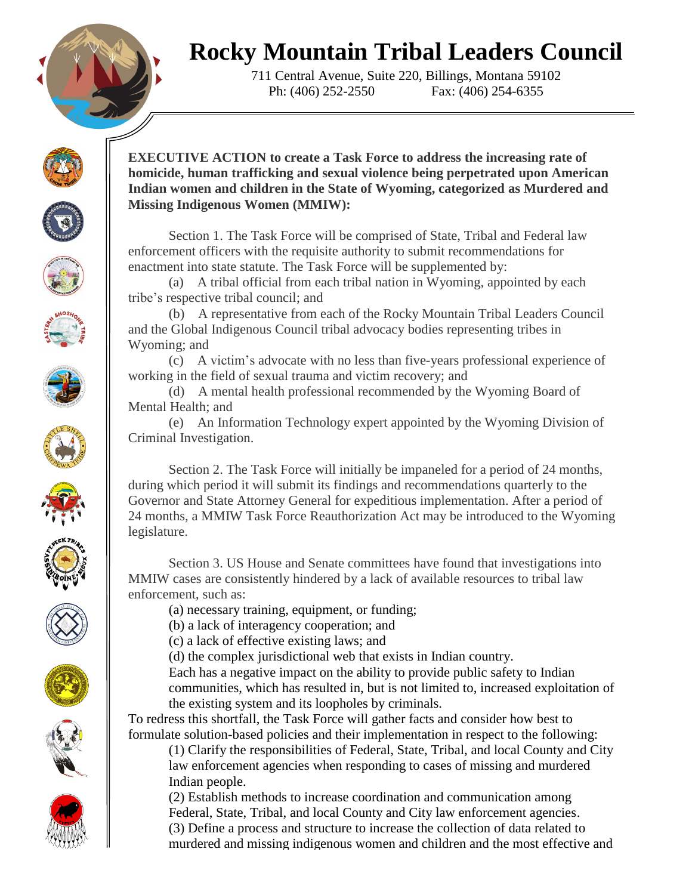# Rocky Mountain Tribal Leaders Council

711 Central Avenue, Suite 220, Billings, Montana 59102
Ph: (406) 252-2550 Fax: (406) 254-6355

**EXECUTIVE ACTION to create a Task Force to address the increasing rate of homicide, human trafficking and sexual violence being perpetrated upon American Indian women and children in the State of Wyoming, categorized as Murdered and Missing Indigenous Women (MMIW):**

Section 1. The Task Force will be comprised of State, Tribal and Federal law enforcement officers with the requisite authority to submit recommendations for enactment into state statute. The Task Force will be supplemented by:

(a) A tribal official from each tribal nation in Wyoming, appointed by each tribe's respective tribal council; and

(b) A representative from each of the Rocky Mountain Tribal Leaders Council and the Global Indigenous Council tribal advocacy bodies representing tribes in Wyoming; and

(c) A victim's advocate with no less than five-years professional experience of working in the field of sexual trauma and victim recovery; and

(d) A mental health professional recommended by the Wyoming Board of Mental Health; and

(e) An Information Technology expert appointed by the Wyoming Division of Criminal Investigation.

Section 2. The Task Force will initially be impaneled for a period of 24 months, during which period it will submit its findings and recommendations quarterly to the Governor and State Attorney General for expeditious implementation. After a period of 24 months, a MMIW Task Force Reauthorization Act may be introduced to the Wyoming legislature.

Section 3. US House and Senate committees have found that investigations into MMIW cases are consistently hindered by a lack of available resources to tribal law enforcement, such as:

(a) necessary training, equipment, or funding;
(b) a lack of interagency cooperation; and
(c) a lack of effective existing laws; and
(d) the complex jurisdictional web that exists in Indian country.

Each has a negative impact on the ability to provide public safety to Indian communities, which has resulted in, but is not limited to, increased exploitation of the existing system and its loopholes by criminals.

To redress this shortfall, the Task Force will gather facts and consider how best to formulate solution-based policies and their implementation in respect to the following:

(1) Clarify the responsibilities of Federal, State, Tribal, and local County and City law enforcement agencies when responding to cases of missing and murdered Indian people.
(2) Establish methods to increase coordination and communication among Federal, State, Tribal, and local County and City law enforcement agencies.
(3) Define a process and structure to increase the collection of data related to murdered and missing indigenous women and children and the most effective and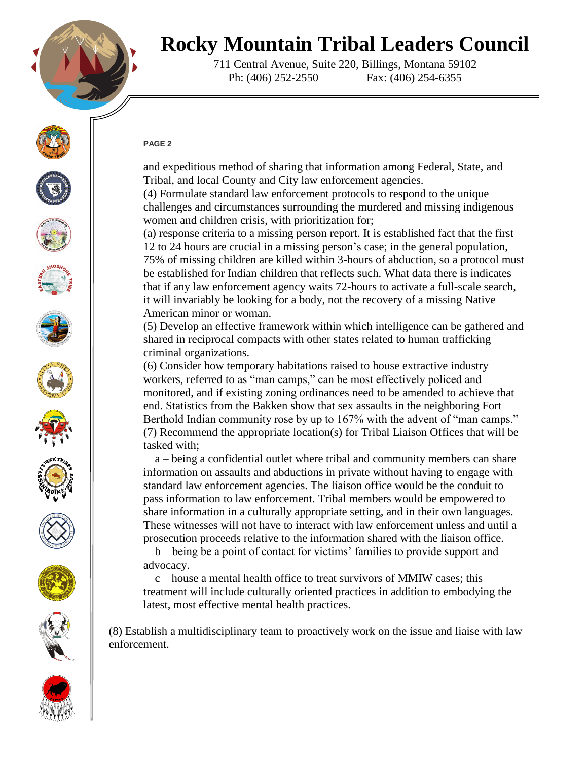# Rocky Mountain Tribal Leaders Council

711 Central Avenue, Suite 220, Billings, Montana 59102
Ph: (406) 252-2550 Fax: (406) 254-6355

**PAGE 2**

and expeditious method of sharing that information among Federal, State, and Tribal, and local County and City law enforcement agencies.

(4) Formulate standard law enforcement protocols to respond to the unique challenges and circumstances surrounding the murdered and missing indigenous women and children crisis, with prioritization for;

(a) response criteria to a missing person report. It is established fact that the first 12 to 24 hours are crucial in a missing person's case; in the general population, 75% of missing children are killed within 3-hours of abduction, so a protocol must be established for Indian children that reflects such. What data there is indicates that if any law enforcement agency waits 72-hours to activate a full-scale search, it will invariably be looking for a body, not the recovery of a missing Native American minor or woman.

(5) Develop an effective framework within which intelligence can be gathered and shared in reciprocal compacts with other states related to human trafficking criminal organizations.

(6) Consider how temporary habitations raised to house extractive industry workers, referred to as "man camps," can be most effectively policed and monitored, and if existing zoning ordinances need to be amended to achieve that end. Statistics from the Bakken show that sex assaults in the neighboring Fort Berthold Indian community rose by up to 167% with the advent of "man camps."

(7) Recommend the appropriate location(s) for Tribal Liaison Offices that will be tasked with;

a – being a confidential outlet where tribal and community members can share information on assaults and abductions in private without having to engage with standard law enforcement agencies. The liaison office would be the conduit to pass information to law enforcement. Tribal members would be empowered to share information in a culturally appropriate setting, and in their own languages. These witnesses will not have to interact with law enforcement unless and until a prosecution proceeds relative to the information shared with the liaison office.

b – being be a point of contact for victims' families to provide support and advocacy.

c – house a mental health office to treat survivors of MMIW cases; this treatment will include culturally oriented practices in addition to embodying the latest, most effective mental health practices.

(8) Establish a multidisciplinary team to proactively work on the issue and liaise with law enforcement.